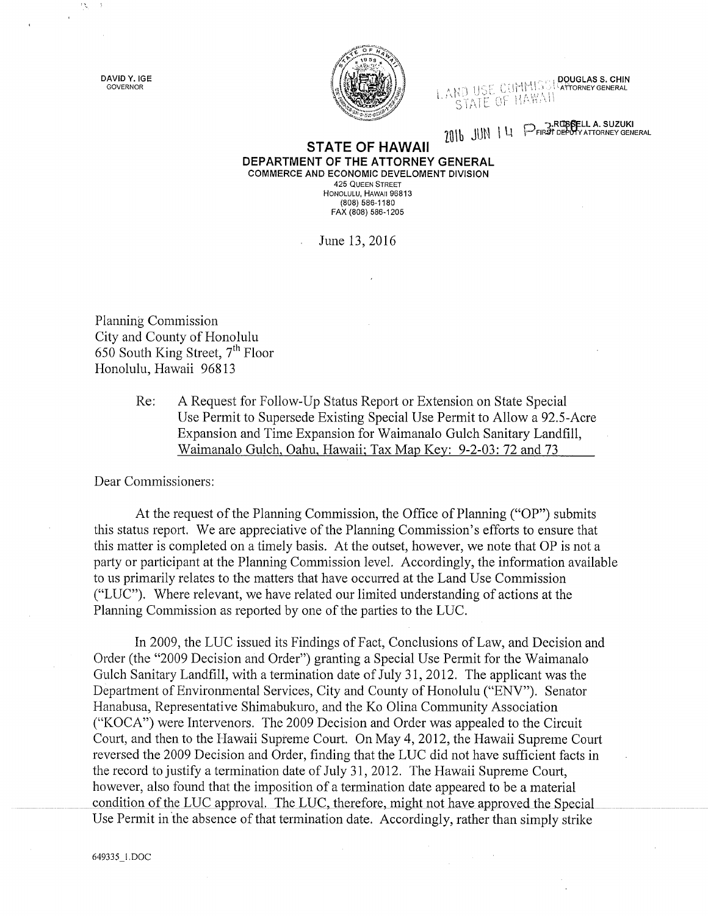DAVID Y. IGE
GOVERNOR

DOUGLAS S. CHIN
ATTORNEY GENERAL

LAND USE COMMISSION
STATE OF HAWAII

2016 JUN 14 P 3:20

RUSSELL A. SUZUKI
FIRST DEPUTY ATTORNEY GENERAL

**STATE OF HAWAII**
**DEPARTMENT OF THE ATTORNEY GENERAL**
**COMMERCE AND ECONOMIC DEVELOMENT DIVISION**
425 QUEEN STREET
HONOLULU, HAWAII 96813
(808) 586-1180
FAX (808) 586-1205

June 13, 2016

Planning Commission
City and County of Honolulu
650 South King Street, 7th Floor
Honolulu, Hawaii 96813

Re: A Request for Follow-Up Status Report or Extension on State Special Use Permit to Supersede Existing Special Use Permit to Allow a 92.5-Acre Expansion and Time Expansion for Waimanalo Gulch Sanitary Landfill, Waimanalo Gulch, Oahu, Hawaii; Tax Map Key: 9-2-03: 72 and 73

Dear Commissioners:

At the request of the Planning Commission, the Office of Planning ("OP") submits this status report. We are appreciative of the Planning Commission's efforts to ensure that this matter is completed on a timely basis. At the outset, however, we note that OP is not a party or participant at the Planning Commission level. Accordingly, the information available to us primarily relates to the matters that have occurred at the Land Use Commission ("LUC"). Where relevant, we have related our limited understanding of actions at the Planning Commission as reported by one of the parties to the LUC.

In 2009, the LUC issued its Findings of Fact, Conclusions of Law, and Decision and Order (the "2009 Decision and Order") granting a Special Use Permit for the Waimanalo Gulch Sanitary Landfill, with a termination date of July 31, 2012. The applicant was the Department of Environmental Services, City and County of Honolulu ("ENV"). Senator Hanabusa, Representative Shimabukuro, and the Ko Olina Community Association ("KOCA") were Intervenors. The 2009 Decision and Order was appealed to the Circuit Court, and then to the Hawaii Supreme Court. On May 4, 2012, the Hawaii Supreme Court reversed the 2009 Decision and Order, finding that the LUC did not have sufficient facts in the record to justify a termination date of July 31, 2012. The Hawaii Supreme Court, however, also found that the imposition of a termination date appeared to be a material condition of the LUC approval. The LUC, therefore, might not have approved the Special Use Permit in the absence of that termination date. Accordingly, rather than simply strike

649335_1.DOC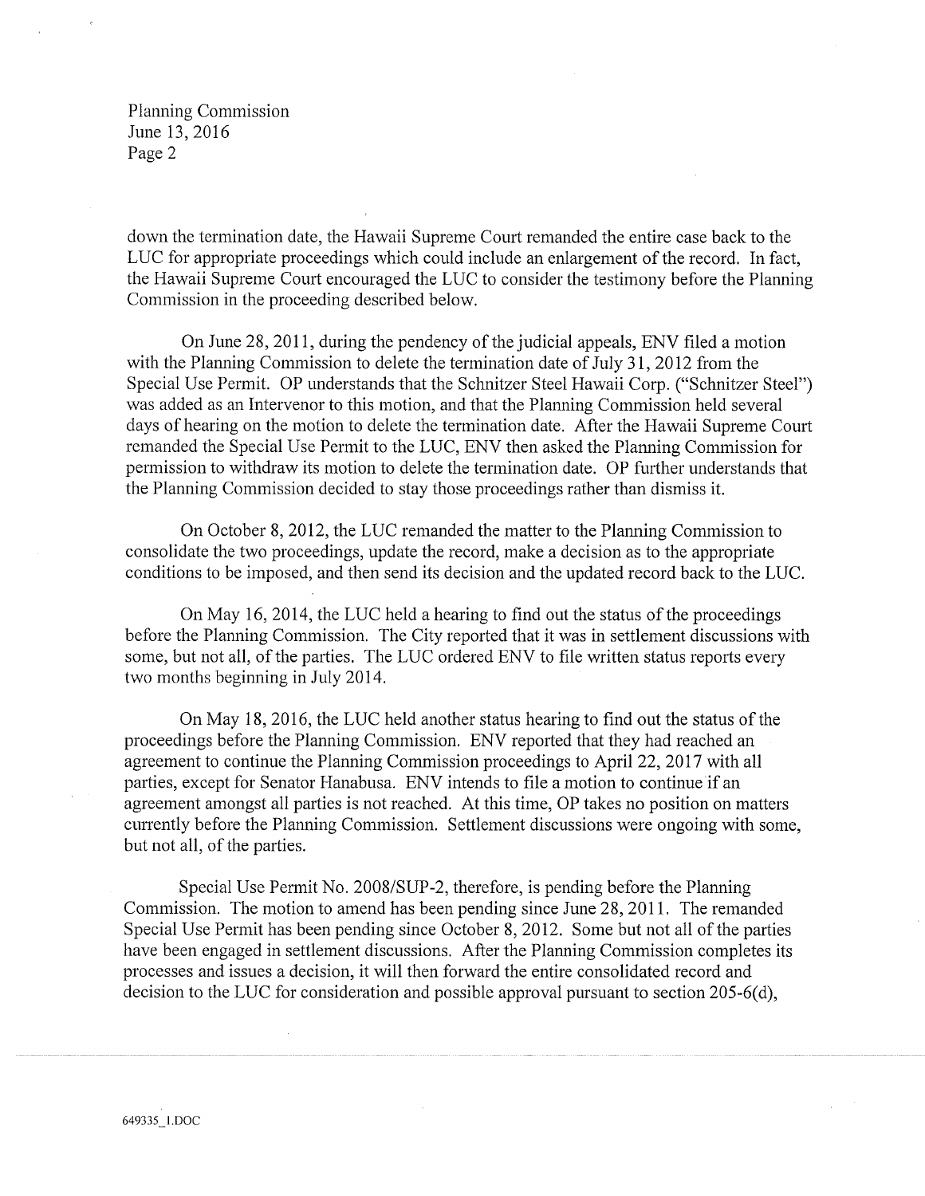down the termination date, the Hawaii Supreme Court remanded the entire case back to the LUC for appropriate proceedings which could include an enlargement of the record. In fact, the Hawaii Supreme Court encouraged the LUC to consider the testimony before the Planning Commission in the proceeding described below.

On June 28, 2011, during the pendency of the judicial appeals, ENV filed a motion with the Planning Commission to delete the termination date of July 31, 2012 from the Special Use Permit. OP understands that the Schnitzer Steel Hawaii Corp. ("Schnitzer Steel") was added as an Intervenor to this motion, and that the Planning Commission held several days of hearing on the motion to delete the termination date. After the Hawaii Supreme Court remanded the Special Use Permit to the LUC, ENV then asked the Planning Commission for permission to withdraw its motion to delete the termination date. OP further understands that the Planning Commission decided to stay those proceedings rather than dismiss it.

On October 8, 2012, the LUC remanded the matter to the Planning Commission to consolidate the two proceedings, update the record, make a decision as to the appropriate conditions to be imposed, and then send its decision and the updated record back to the LUC.

On May 16, 2014, the LUC held a hearing to find out the status of the proceedings before the Planning Commission. The City reported that it was in settlement discussions with some, but not all, of the parties. The LUC ordered ENV to file written status reports every two months beginning in July 2014.

On May 18, 2016, the LUC held another status hearing to find out the status of the proceedings before the Planning Commission. ENV reported that they had reached an agreement to continue the Planning Commission proceedings to April 22, 2017 with all parties, except for Senator Hanabusa. ENV intends to file a motion to continue if an agreement amongst all parties is not reached. At this time, OP takes no position on matters currently before the Planning Commission. Settlement discussions were ongoing with some, but not all, of the parties.

Special Use Permit No. 2008/SUP-2, therefore, is pending before the Planning Commission. The motion to amend has been pending since June 28, 2011. The remanded Special Use Permit has been pending since October 8, 2012. Some but not all of the parties have been engaged in settlement discussions. After the Planning Commission completes its processes and issues a decision, it will then forward the entire consolidated record and decision to the LUC for consideration and possible approval pursuant to section 205-6(d),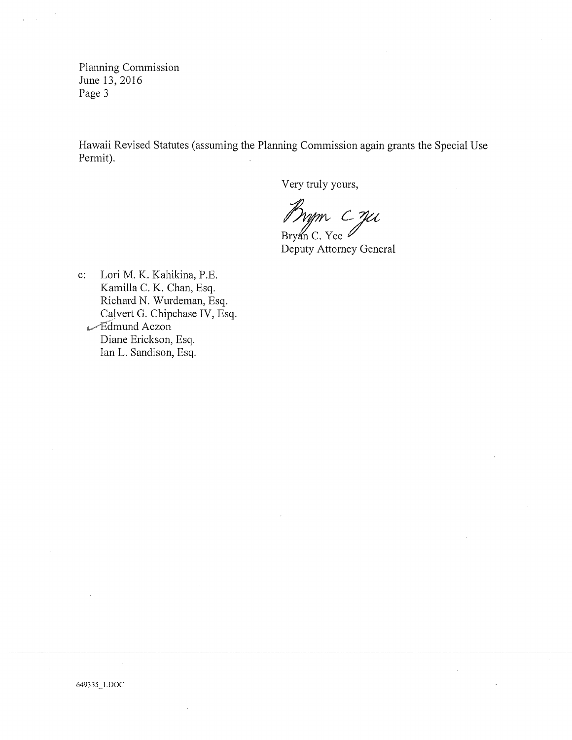Hawaii Revised Statutes (assuming the Planning Commission again grants the Special Use Permit).

Very truly yours,

Bryan C. Yee
Deputy Attorney General

c: Lori M. K. Kahikina, P.E.
Kamilla C. K. Chan, Esq.
Richard N. Wurdeman, Esq.
Calvert G. Chipchase IV, Esq.
Edmund Aczon
Diane Erickson, Esq.
Ian L. Sandison, Esq.

649335_1.DOC